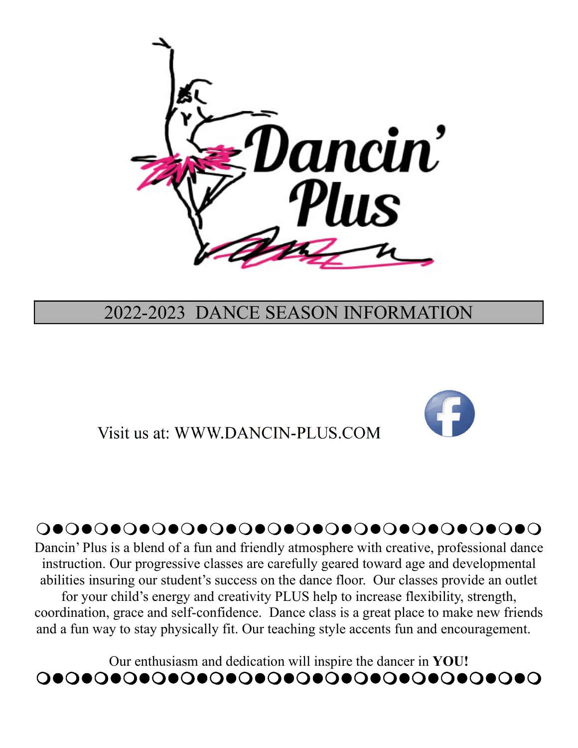# Dancin' Plus

## 2022-2023 DANCE SEASON INFORMATION

Visit us at: WWW.DANCIN-PLUS.COM

❍●❍●❍●❍●❍●❍●❍●❍●❍●❍●❍●❍●❍●❍●❍●❍●❍●❍

Dancin' Plus is a blend of a fun and friendly atmosphere with creative, professional dance instruction. Our progressive classes are carefully geared toward age and developmental abilities insuring our student's success on the dance floor. Our classes provide an outlet for your child's energy and creativity PLUS help to increase flexibility, strength, coordination, grace and self-confidence. Dance class is a great place to make new friends and a fun way to stay physically fit. Our teaching style accents fun and encouragement.

Our enthusiasm and dedication will inspire the dancer in **YOU!**

❍●❍●❍●❍●❍●❍●❍●❍●❍●❍●❍●❍●❍●❍●❍●❍●❍●❍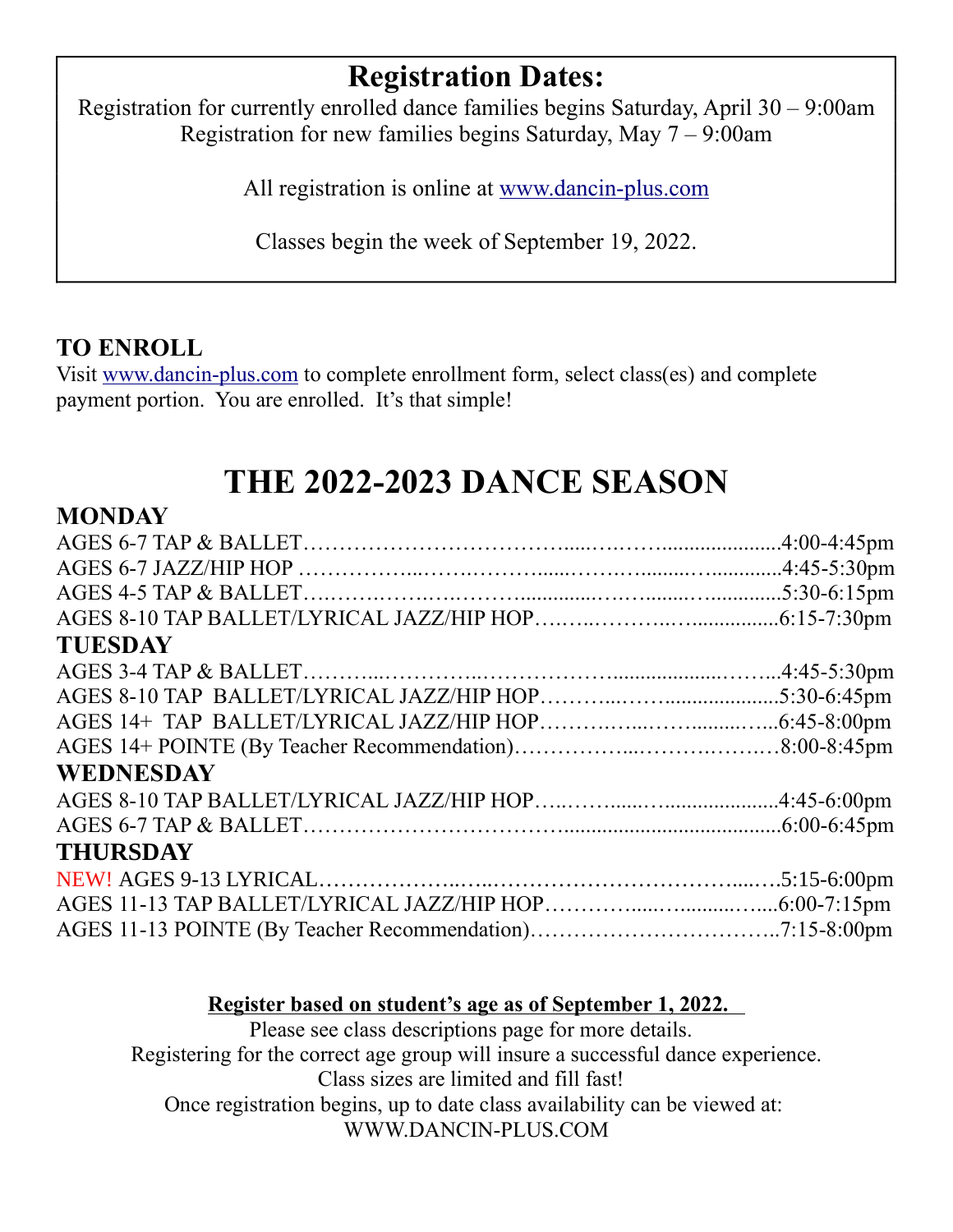## Registration Dates:

Registration for currently enrolled dance families begins Saturday, April 30 – 9:00am
Registration for new families begins Saturday, May 7 – 9:00am

All registration is online at www.dancin-plus.com

Classes begin the week of September 19, 2022.

### TO ENROLL

Visit www.dancin-plus.com to complete enrollment form, select class(es) and complete payment portion. You are enrolled. It's that simple!

# THE 2022-2023 DANCE SEASON

### MONDAY

AGES 6-7 TAP & BALLET……………………………………………4:00-4:45pm
AGES 6-7 JAZZ/HIP HOP ……………………………………………4:45-5:30pm
AGES 4-5 TAP & BALLET……………………………………………5:30-6:15pm
AGES 8-10 TAP BALLET/LYRICAL JAZZ/HIP HOP………………6:15-7:30pm

### TUESDAY

AGES 3-4 TAP & BALLET……………………………………………4:45-5:30pm
AGES 8-10 TAP BALLET/LYRICAL JAZZ/HIP HOP………………5:30-6:45pm
AGES 14+ TAP BALLET/LYRICAL JAZZ/HIP HOP…………………6:45-8:00pm
AGES 14+ POINTE (By Teacher Recommendation)…………………8:00-8:45pm

### WEDNESDAY

AGES 8-10 TAP BALLET/LYRICAL JAZZ/HIP HOP………………4:45-6:00pm
AGES 6-7 TAP & BALLET……………………………………………6:00-6:45pm

### THURSDAY

NEW! AGES 9-13 LYRICAL…………………………………………5:15-6:00pm
AGES 11-13 TAP BALLET/LYRICAL JAZZ/HIP HOP………………6:00-7:15pm
AGES 11-13 POINTE (By Teacher Recommendation)………………7:15-8:00pm

**Register based on student's age as of September 1, 2022.**
Please see class descriptions page for more details.
Registering for the correct age group will insure a successful dance experience.
Class sizes are limited and fill fast!
Once registration begins, up to date class availability can be viewed at:
WWW.DANCIN-PLUS.COM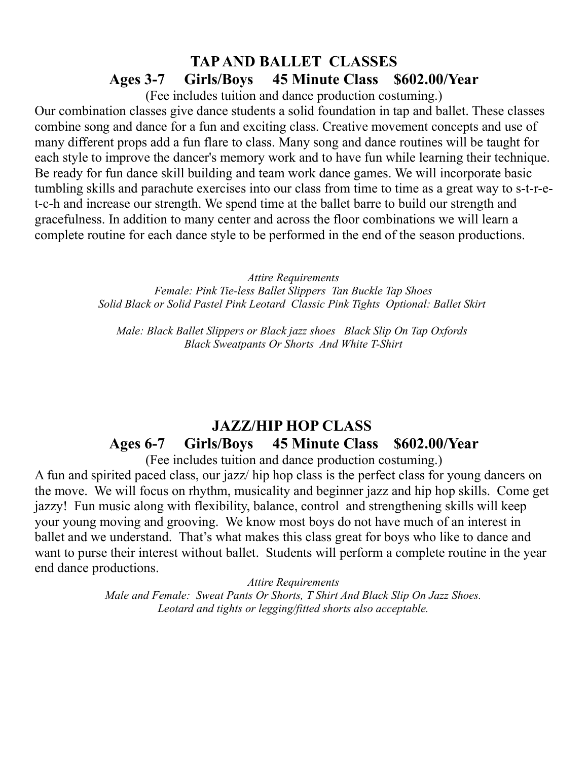## TAP AND BALLET CLASSES

### Ages 3-7 Girls/Boys 45 Minute Class $602.00/Year

(Fee includes tuition and dance production costuming.)

Our combination classes give dance students a solid foundation in tap and ballet. These classes combine song and dance for a fun and exciting class. Creative movement concepts and use of many different props add a fun flare to class. Many song and dance routines will be taught for each style to improve the dancer's memory work and to have fun while learning their technique. Be ready for fun dance skill building and team work dance games. We will incorporate basic tumbling skills and parachute exercises into our class from time to time as a great way to s-t-r-e-t-c-h and increase our strength. We spend time at the ballet barre to build our strength and gracefulness. In addition to many center and across the floor combinations we will learn a complete routine for each dance style to be performed in the end of the season productions.

*Attire Requirements*
*Female: Pink Tie-less Ballet Slippers Tan Buckle Tap Shoes*
*Solid Black or Solid Pastel Pink Leotard Classic Pink Tights Optional: Ballet Skirt*

*Male: Black Ballet Slippers or Black jazz shoes Black Slip On Tap Oxfords*
*Black Sweatpants Or Shorts And White T-Shirt*

## JAZZ/HIP HOP CLASS

### Ages 6-7 Girls/Boys 45 Minute Class $602.00/Year

(Fee includes tuition and dance production costuming.)

A fun and spirited paced class, our jazz/ hip hop class is the perfect class for young dancers on the move. We will focus on rhythm, musicality and beginner jazz and hip hop skills. Come get jazzy! Fun music along with flexibility, balance, control and strengthening skills will keep your young moving and grooving. We know most boys do not have much of an interest in ballet and we understand. That's what makes this class great for boys who like to dance and want to purse their interest without ballet. Students will perform a complete routine in the year end dance productions.

*Attire Requirements*
*Male and Female: Sweat Pants Or Shorts, T Shirt And Black Slip On Jazz Shoes.*
*Leotard and tights or legging/fitted shorts also acceptable.*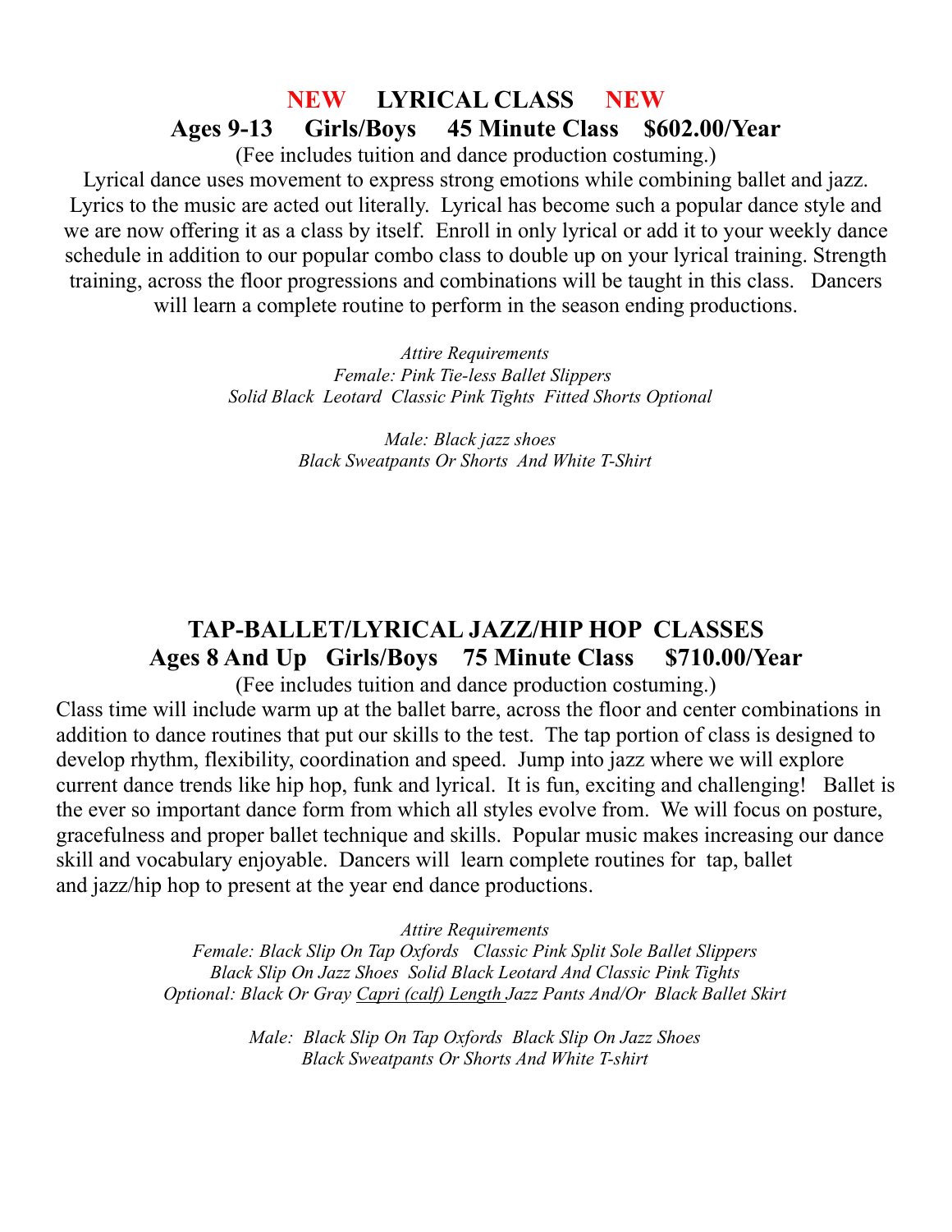## NEW LYRICAL CLASS NEW

### Ages 9-13 Girls/Boys 45 Minute Class $602.00/Year

(Fee includes tuition and dance production costuming.)

Lyrical dance uses movement to express strong emotions while combining ballet and jazz. Lyrics to the music are acted out literally. Lyrical has become such a popular dance style and we are now offering it as a class by itself. Enroll in only lyrical or add it to your weekly dance schedule in addition to our popular combo class to double up on your lyrical training. Strength training, across the floor progressions and combinations will be taught in this class. Dancers will learn a complete routine to perform in the season ending productions.

*Attire Requirements*
*Female: Pink Tie-less Ballet Slippers*
*Solid Black Leotard Classic Pink Tights Fitted Shorts Optional*

*Male: Black jazz shoes*
*Black Sweatpants Or Shorts And White T-Shirt*

## TAP-BALLET/LYRICAL JAZZ/HIP HOP CLASSES

### Ages 8 And Up Girls/Boys 75 Minute Class $710.00/Year

(Fee includes tuition and dance production costuming.)

Class time will include warm up at the ballet barre, across the floor and center combinations in addition to dance routines that put our skills to the test. The tap portion of class is designed to develop rhythm, flexibility, coordination and speed. Jump into jazz where we will explore current dance trends like hip hop, funk and lyrical. It is fun, exciting and challenging! Ballet is the ever so important dance form from which all styles evolve from. We will focus on posture, gracefulness and proper ballet technique and skills. Popular music makes increasing our dance skill and vocabulary enjoyable. Dancers will learn complete routines for tap, ballet and jazz/hip hop to present at the year end dance productions.

*Attire Requirements*
*Female: Black Slip On Tap Oxfords Classic Pink Split Sole Ballet Slippers*
*Black Slip On Jazz Shoes Solid Black Leotard And Classic Pink Tights*
*Optional: Black Or Gray Capri (calf) Length Jazz Pants And/Or Black Ballet Skirt*

*Male: Black Slip On Tap Oxfords Black Slip On Jazz Shoes*
*Black Sweatpants Or Shorts And White T-shirt*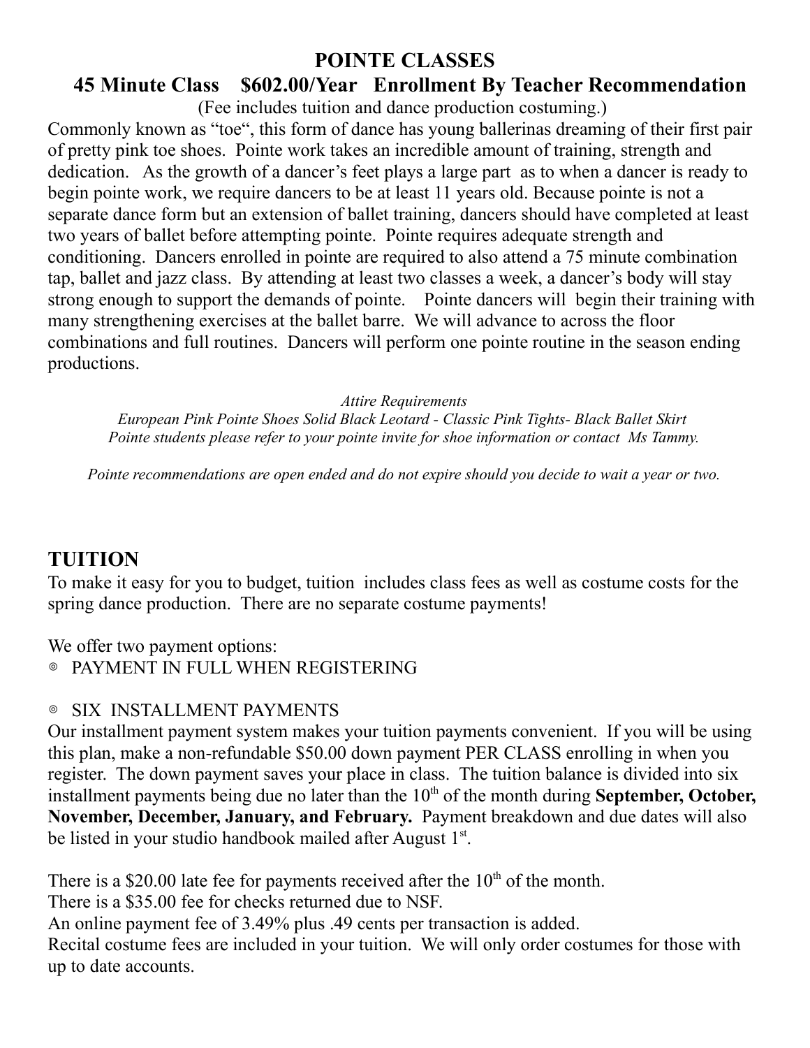## POINTE CLASSES

### 45 Minute Class $602.00/Year Enrollment By Teacher Recommendation

(Fee includes tuition and dance production costuming.)

Commonly known as "toe", this form of dance has young ballerinas dreaming of their first pair of pretty pink toe shoes. Pointe work takes an incredible amount of training, strength and dedication. As the growth of a dancer's feet plays a large part as to when a dancer is ready to begin pointe work, we require dancers to be at least 11 years old. Because pointe is not a separate dance form but an extension of ballet training, dancers should have completed at least two years of ballet before attempting pointe. Pointe requires adequate strength and conditioning. Dancers enrolled in pointe are required to also attend a 75 minute combination tap, ballet and jazz class. By attending at least two classes a week, a dancer's body will stay strong enough to support the demands of pointe. Pointe dancers will begin their training with many strengthening exercises at the ballet barre. We will advance to across the floor combinations and full routines. Dancers will perform one pointe routine in the season ending productions.

*Attire Requirements*

*European Pink Pointe Shoes Solid Black Leotard - Classic Pink Tights- Black Ballet Skirt*

*Pointe students please refer to your pointe invite for shoe information or contact Ms Tammy.*

*Pointe recommendations are open ended and do not expire should you decide to wait a year or two.*

## TUITION

To make it easy for you to budget, tuition includes class fees as well as costume costs for the spring dance production. There are no separate costume payments!

We offer two payment options:

- PAYMENT IN FULL WHEN REGISTERING

- SIX INSTALLMENT PAYMENTS

Our installment payment system makes your tuition payments convenient. If you will be using this plan, make a non-refundable $50.00 down payment PER CLASS enrolling in when you register. The down payment saves your place in class. The tuition balance is divided into six installment payments being due no later than the 10th of the month during **September, October, November, December, January, and February.** Payment breakdown and due dates will also be listed in your studio handbook mailed after August 1st.

There is a $20.00 late fee for payments received after the 10th of the month.
There is a $35.00 fee for checks returned due to NSF.
An online payment fee of 3.49% plus .49 cents per transaction is added.
Recital costume fees are included in your tuition. We will only order costumes for those with up to date accounts.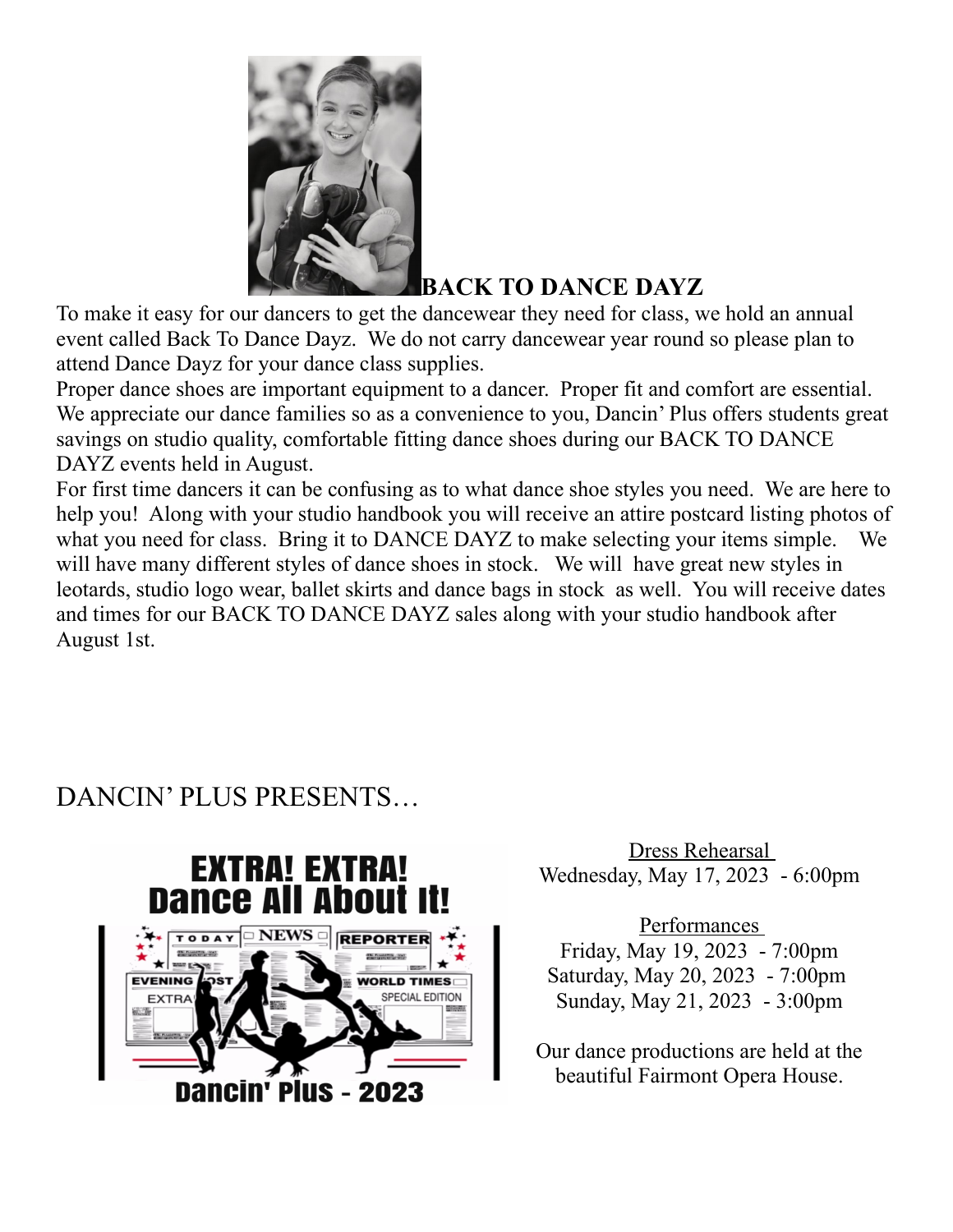## BACK TO DANCE DAYZ

To make it easy for our dancers to get the dancewear they need for class, we hold an annual event called Back To Dance Dayz. We do not carry dancewear year round so please plan to attend Dance Dayz for your dance class supplies.

Proper dance shoes are important equipment to a dancer. Proper fit and comfort are essential. We appreciate our dance families so as a convenience to you, Dancin' Plus offers students great savings on studio quality, comfortable fitting dance shoes during our BACK TO DANCE DAYZ events held in August.

For first time dancers it can be confusing as to what dance shoe styles you need. We are here to help you! Along with your studio handbook you will receive an attire postcard listing photos of what you need for class. Bring it to DANCE DAYZ to make selecting your items simple. We will have many different styles of dance shoes in stock. We will have great new styles in leotards, studio logo wear, ballet skirts and dance bags in stock as well. You will receive dates and times for our BACK TO DANCE DAYZ sales along with your studio handbook after August 1st.

## DANCIN' PLUS PRESENTS…

EXTRA! EXTRA! Dance All About It!

Dancin' Plus - 2023

Dress Rehearsal
Wednesday, May 17, 2023 - 6:00pm

Performances
Friday, May 19, 2023 - 7:00pm
Saturday, May 20, 2023 - 7:00pm
Sunday, May 21, 2023 - 3:00pm

Our dance productions are held at the beautiful Fairmont Opera House.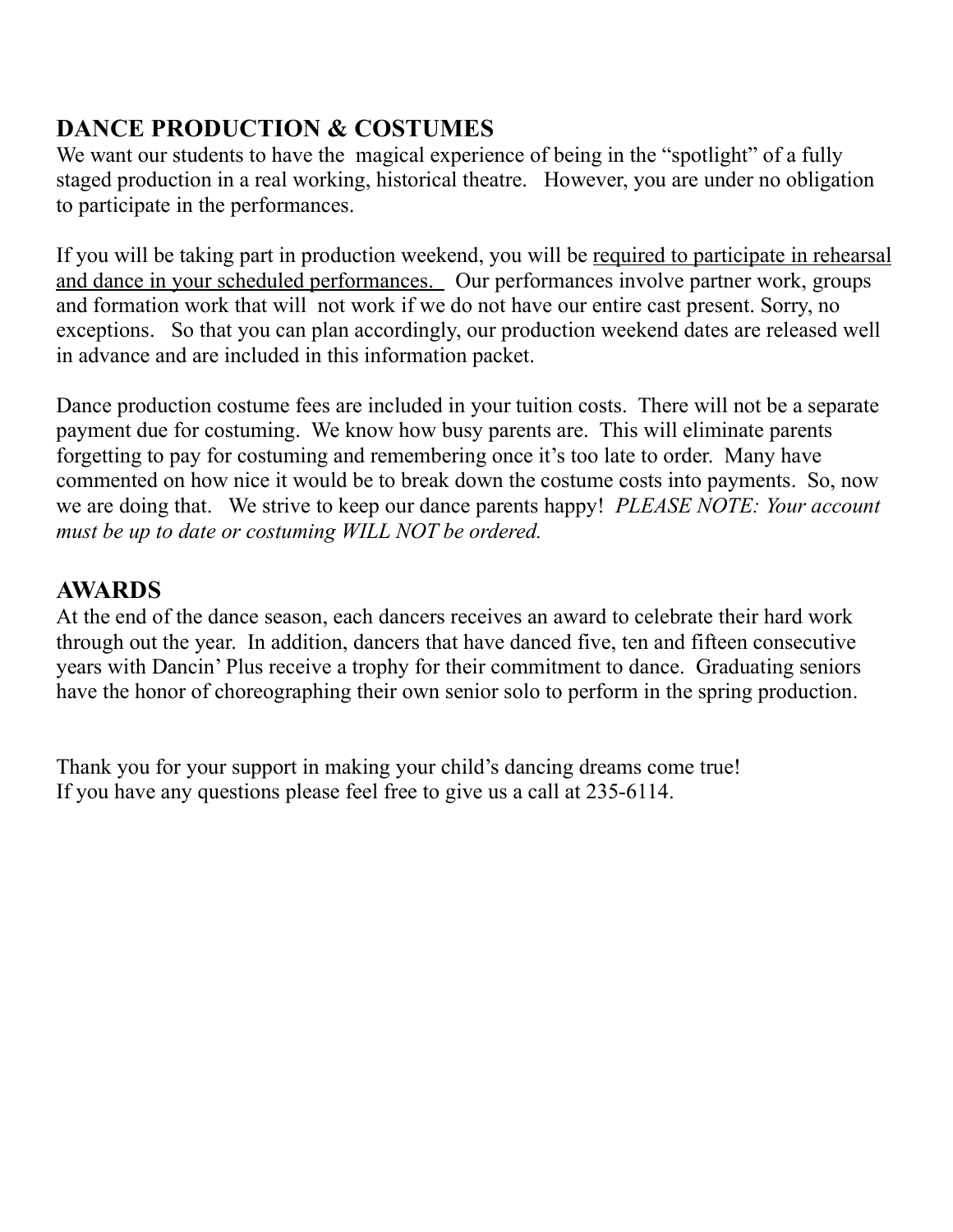## DANCE PRODUCTION & COSTUMES

We want our students to have the magical experience of being in the "spotlight" of a fully staged production in a real working, historical theatre. However, you are under no obligation to participate in the performances.

If you will be taking part in production weekend, you will be <u>required to participate in rehearsal and dance in your scheduled performances.</u> Our performances involve partner work, groups and formation work that will not work if we do not have our entire cast present. Sorry, no exceptions. So that you can plan accordingly, our production weekend dates are released well in advance and are included in this information packet.

Dance production costume fees are included in your tuition costs. There will not be a separate payment due for costuming. We know how busy parents are. This will eliminate parents forgetting to pay for costuming and remembering once it's too late to order. Many have commented on how nice it would be to break down the costume costs into payments. So, now we are doing that. We strive to keep our dance parents happy! *PLEASE NOTE: Your account must be up to date or costuming WILL NOT be ordered.*

## AWARDS

At the end of the dance season, each dancers receives an award to celebrate their hard work through out the year. In addition, dancers that have danced five, ten and fifteen consecutive years with Dancin' Plus receive a trophy for their commitment to dance. Graduating seniors have the honor of choreographing their own senior solo to perform in the spring production.

Thank you for your support in making your child's dancing dreams come true!
If you have any questions please feel free to give us a call at 235-6114.